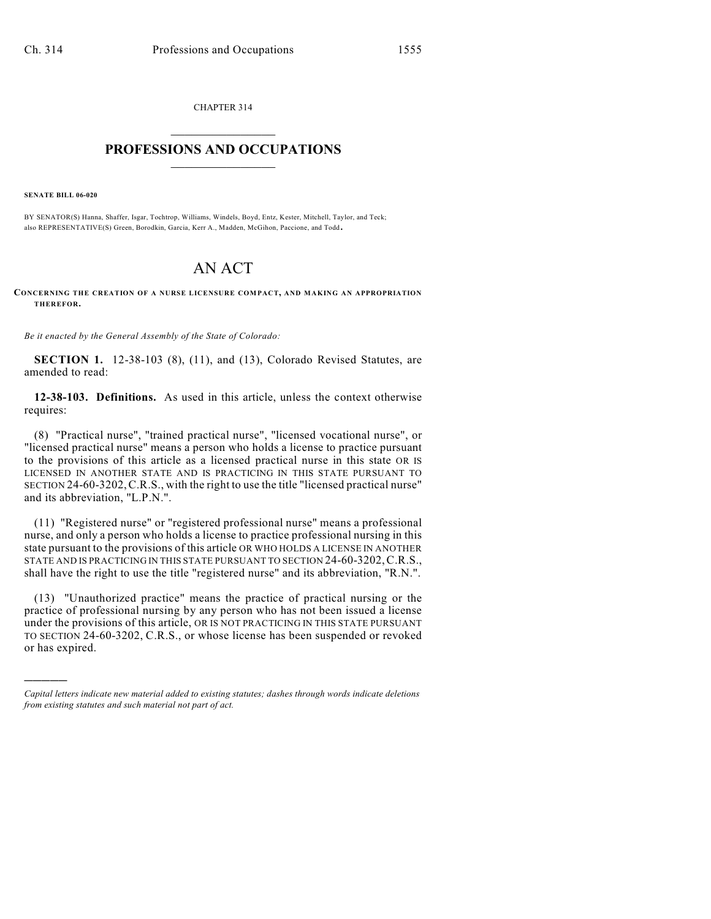CHAPTER 314

# PROFESSIONS AND OCCUPATIONS

**SENATE BILL 06-020**

BY SENATOR(S) Hanna, Shaffer, Isgar, Tochtrop, Williams, Windels, Boyd, Entz, Kester, Mitchell, Taylor, and Teck; also REPRESENTATIVE(S) Green, Borodkin, Garcia, Kerr A., Madden, McGihon, Paccione, and Todd.

# AN ACT

**CONCERNING THE CREATION OF A NURSE LICENSURE COMPACT, AND MAKING AN APPROPRIATION THEREFOR.**

*Be it enacted by the General Assembly of the State of Colorado:*

**SECTION 1.** 12-38-103 (8), (11), and (13), Colorado Revised Statutes, are amended to read:

**12-38-103. Definitions.** As used in this article, unless the context otherwise requires:

(8) "Practical nurse", "trained practical nurse", "licensed vocational nurse", or "licensed practical nurse" means a person who holds a license to practice pursuant to the provisions of this article as a licensed practical nurse in this state OR IS LICENSED IN ANOTHER STATE AND IS PRACTICING IN THIS STATE PURSUANT TO SECTION 24-60-3202, C.R.S., with the right to use the title "licensed practical nurse" and its abbreviation, "L.P.N.".

(11) "Registered nurse" or "registered professional nurse" means a professional nurse, and only a person who holds a license to practice professional nursing in this state pursuant to the provisions of this article OR WHO HOLDS A LICENSE IN ANOTHER STATE AND IS PRACTICING IN THIS STATE PURSUANT TO SECTION 24-60-3202, C.R.S., shall have the right to use the title "registered nurse" and its abbreviation, "R.N.".

(13) "Unauthorized practice" means the practice of practical nursing or the practice of professional nursing by any person who has not been issued a license under the provisions of this article, OR IS NOT PRACTICING IN THIS STATE PURSUANT TO SECTION 24-60-3202, C.R.S., or whose license has been suspended or revoked or has expired.

---

*Capital letters indicate new material added to existing statutes; dashes through words indicate deletions from existing statutes and such material not part of act.*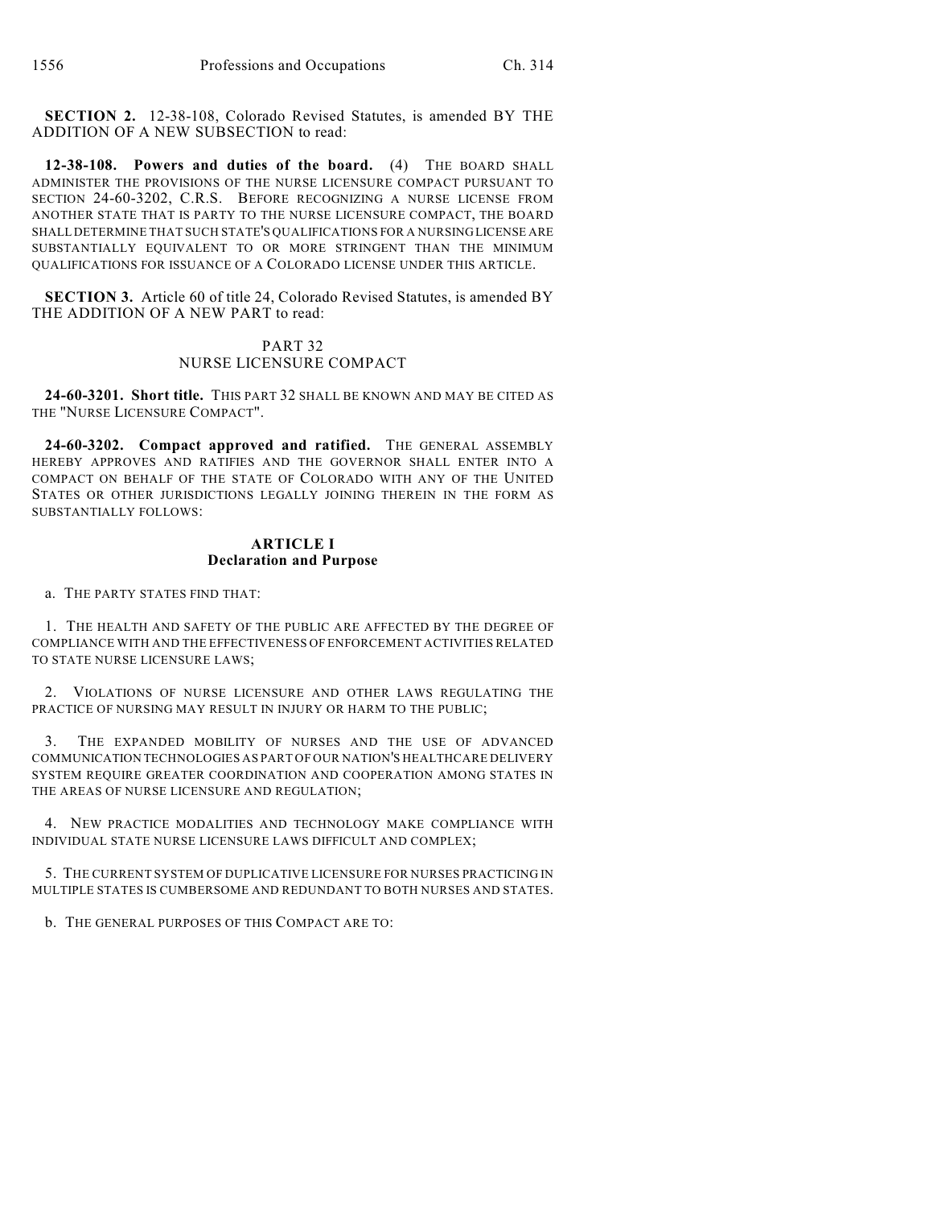**SECTION 2.** 12-38-108, Colorado Revised Statutes, is amended BY THE ADDITION OF A NEW SUBSECTION to read:

**12-38-108. Powers and duties of the board.** (4) THE BOARD SHALL ADMINISTER THE PROVISIONS OF THE NURSE LICENSURE COMPACT PURSUANT TO SECTION 24-60-3202, C.R.S. BEFORE RECOGNIZING A NURSE LICENSE FROM ANOTHER STATE THAT IS PARTY TO THE NURSE LICENSURE COMPACT, THE BOARD SHALL DETERMINE THAT SUCH STATE'S QUALIFICATIONS FOR A NURSING LICENSE ARE SUBSTANTIALLY EQUIVALENT TO OR MORE STRINGENT THAN THE MINIMUM QUALIFICATIONS FOR ISSUANCE OF A COLORADO LICENSE UNDER THIS ARTICLE.

**SECTION 3.** Article 60 of title 24, Colorado Revised Statutes, is amended BY THE ADDITION OF A NEW PART to read:

PART 32
NURSE LICENSURE COMPACT

**24-60-3201. Short title.** THIS PART 32 SHALL BE KNOWN AND MAY BE CITED AS THE "NURSE LICENSURE COMPACT".

**24-60-3202. Compact approved and ratified.** THE GENERAL ASSEMBLY HEREBY APPROVES AND RATIFIES AND THE GOVERNOR SHALL ENTER INTO A COMPACT ON BEHALF OF THE STATE OF COLORADO WITH ANY OF THE UNITED STATES OR OTHER JURISDICTIONS LEGALLY JOINING THEREIN IN THE FORM AS SUBSTANTIALLY FOLLOWS:

**ARTICLE I**
**Declaration and Purpose**

a. THE PARTY STATES FIND THAT:

1. THE HEALTH AND SAFETY OF THE PUBLIC ARE AFFECTED BY THE DEGREE OF COMPLIANCE WITH AND THE EFFECTIVENESS OF ENFORCEMENT ACTIVITIES RELATED TO STATE NURSE LICENSURE LAWS;

2. VIOLATIONS OF NURSE LICENSURE AND OTHER LAWS REGULATING THE PRACTICE OF NURSING MAY RESULT IN INJURY OR HARM TO THE PUBLIC;

3. THE EXPANDED MOBILITY OF NURSES AND THE USE OF ADVANCED COMMUNICATION TECHNOLOGIES AS PART OF OUR NATION'S HEALTHCARE DELIVERY SYSTEM REQUIRE GREATER COORDINATION AND COOPERATION AMONG STATES IN THE AREAS OF NURSE LICENSURE AND REGULATION;

4. NEW PRACTICE MODALITIES AND TECHNOLOGY MAKE COMPLIANCE WITH INDIVIDUAL STATE NURSE LICENSURE LAWS DIFFICULT AND COMPLEX;

5. THE CURRENT SYSTEM OF DUPLICATIVE LICENSURE FOR NURSES PRACTICING IN MULTIPLE STATES IS CUMBERSOME AND REDUNDANT TO BOTH NURSES AND STATES.

b. THE GENERAL PURPOSES OF THIS COMPACT ARE TO: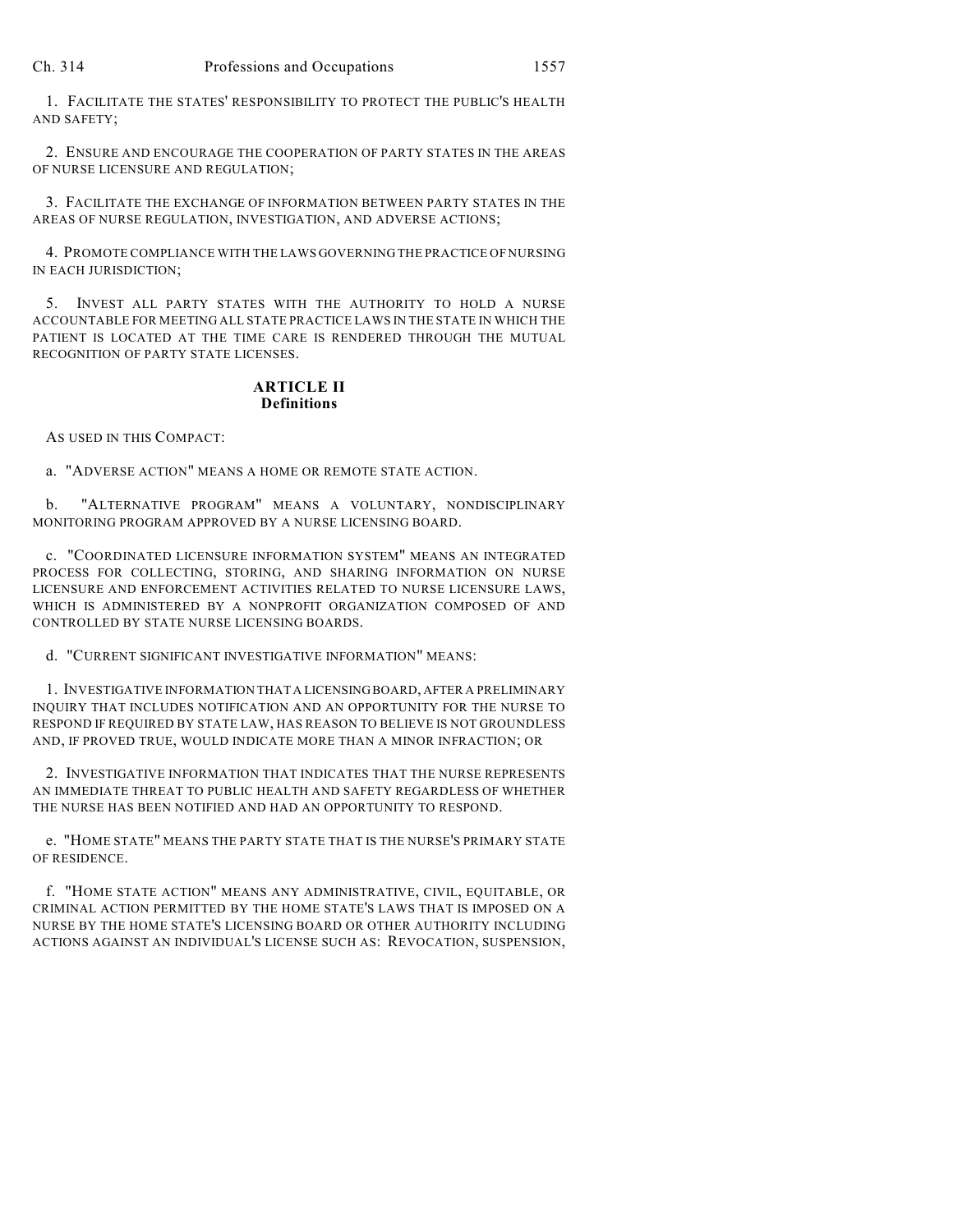1. FACILITATE THE STATES' RESPONSIBILITY TO PROTECT THE PUBLIC'S HEALTH AND SAFETY;

2. ENSURE AND ENCOURAGE THE COOPERATION OF PARTY STATES IN THE AREAS OF NURSE LICENSURE AND REGULATION;

3. FACILITATE THE EXCHANGE OF INFORMATION BETWEEN PARTY STATES IN THE AREAS OF NURSE REGULATION, INVESTIGATION, AND ADVERSE ACTIONS;

4. PROMOTE COMPLIANCE WITH THE LAWS GOVERNING THE PRACTICE OF NURSING IN EACH JURISDICTION;

5. INVEST ALL PARTY STATES WITH THE AUTHORITY TO HOLD A NURSE ACCOUNTABLE FOR MEETING ALL STATE PRACTICE LAWS IN THE STATE IN WHICH THE PATIENT IS LOCATED AT THE TIME CARE IS RENDERED THROUGH THE MUTUAL RECOGNITION OF PARTY STATE LICENSES.

## ARTICLE II
## Definitions

AS USED IN THIS COMPACT:

a. "ADVERSE ACTION" MEANS A HOME OR REMOTE STATE ACTION.

b. "ALTERNATIVE PROGRAM" MEANS A VOLUNTARY, NONDISCIPLINARY MONITORING PROGRAM APPROVED BY A NURSE LICENSING BOARD.

c. "COORDINATED LICENSURE INFORMATION SYSTEM" MEANS AN INTEGRATED PROCESS FOR COLLECTING, STORING, AND SHARING INFORMATION ON NURSE LICENSURE AND ENFORCEMENT ACTIVITIES RELATED TO NURSE LICENSURE LAWS, WHICH IS ADMINISTERED BY A NONPROFIT ORGANIZATION COMPOSED OF AND CONTROLLED BY STATE NURSE LICENSING BOARDS.

d. "CURRENT SIGNIFICANT INVESTIGATIVE INFORMATION" MEANS:

1. INVESTIGATIVE INFORMATION THAT A LICENSING BOARD, AFTER A PRELIMINARY INQUIRY THAT INCLUDES NOTIFICATION AND AN OPPORTUNITY FOR THE NURSE TO RESPOND IF REQUIRED BY STATE LAW, HAS REASON TO BELIEVE IS NOT GROUNDLESS AND, IF PROVED TRUE, WOULD INDICATE MORE THAN A MINOR INFRACTION; OR

2. INVESTIGATIVE INFORMATION THAT INDICATES THAT THE NURSE REPRESENTS AN IMMEDIATE THREAT TO PUBLIC HEALTH AND SAFETY REGARDLESS OF WHETHER THE NURSE HAS BEEN NOTIFIED AND HAD AN OPPORTUNITY TO RESPOND.

e. "HOME STATE" MEANS THE PARTY STATE THAT IS THE NURSE'S PRIMARY STATE OF RESIDENCE.

f. "HOME STATE ACTION" MEANS ANY ADMINISTRATIVE, CIVIL, EQUITABLE, OR CRIMINAL ACTION PERMITTED BY THE HOME STATE'S LAWS THAT IS IMPOSED ON A NURSE BY THE HOME STATE'S LICENSING BOARD OR OTHER AUTHORITY INCLUDING ACTIONS AGAINST AN INDIVIDUAL'S LICENSE SUCH AS: REVOCATION, SUSPENSION,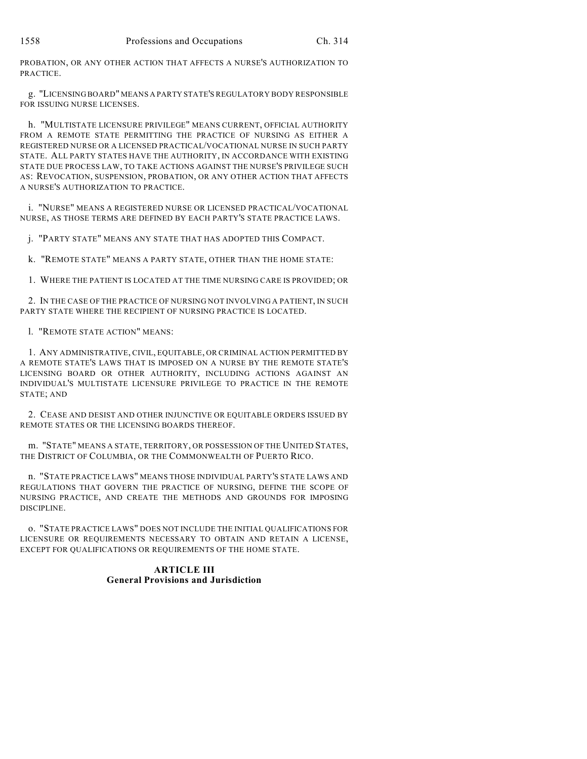PROBATION, OR ANY OTHER ACTION THAT AFFECTS A NURSE'S AUTHORIZATION TO PRACTICE.

g. "LICENSING BOARD" MEANS A PARTY STATE'S REGULATORY BODY RESPONSIBLE FOR ISSUING NURSE LICENSES.

h. "MULTISTATE LICENSURE PRIVILEGE" MEANS CURRENT, OFFICIAL AUTHORITY FROM A REMOTE STATE PERMITTING THE PRACTICE OF NURSING AS EITHER A REGISTERED NURSE OR A LICENSED PRACTICAL/VOCATIONAL NURSE IN SUCH PARTY STATE. ALL PARTY STATES HAVE THE AUTHORITY, IN ACCORDANCE WITH EXISTING STATE DUE PROCESS LAW, TO TAKE ACTIONS AGAINST THE NURSE'S PRIVILEGE SUCH AS: REVOCATION, SUSPENSION, PROBATION, OR ANY OTHER ACTION THAT AFFECTS A NURSE'S AUTHORIZATION TO PRACTICE.

i. "NURSE" MEANS A REGISTERED NURSE OR LICENSED PRACTICAL/VOCATIONAL NURSE, AS THOSE TERMS ARE DEFINED BY EACH PARTY'S STATE PRACTICE LAWS.

j. "PARTY STATE" MEANS ANY STATE THAT HAS ADOPTED THIS COMPACT.

k. "REMOTE STATE" MEANS A PARTY STATE, OTHER THAN THE HOME STATE:

1. WHERE THE PATIENT IS LOCATED AT THE TIME NURSING CARE IS PROVIDED; OR

2. IN THE CASE OF THE PRACTICE OF NURSING NOT INVOLVING A PATIENT, IN SUCH PARTY STATE WHERE THE RECIPIENT OF NURSING PRACTICE IS LOCATED.

l. "REMOTE STATE ACTION" MEANS:

1. ANY ADMINISTRATIVE, CIVIL, EQUITABLE, OR CRIMINAL ACTION PERMITTED BY A REMOTE STATE'S LAWS THAT IS IMPOSED ON A NURSE BY THE REMOTE STATE'S LICENSING BOARD OR OTHER AUTHORITY, INCLUDING ACTIONS AGAINST AN INDIVIDUAL'S MULTISTATE LICENSURE PRIVILEGE TO PRACTICE IN THE REMOTE STATE; AND

2. CEASE AND DESIST AND OTHER INJUNCTIVE OR EQUITABLE ORDERS ISSUED BY REMOTE STATES OR THE LICENSING BOARDS THEREOF.

m. "STATE" MEANS A STATE, TERRITORY, OR POSSESSION OF THE UNITED STATES, THE DISTRICT OF COLUMBIA, OR THE COMMONWEALTH OF PUERTO RICO.

n. "STATE PRACTICE LAWS" MEANS THOSE INDIVIDUAL PARTY'S STATE LAWS AND REGULATIONS THAT GOVERN THE PRACTICE OF NURSING, DEFINE THE SCOPE OF NURSING PRACTICE, AND CREATE THE METHODS AND GROUNDS FOR IMPOSING DISCIPLINE.

o. "STATE PRACTICE LAWS" DOES NOT INCLUDE THE INITIAL QUALIFICATIONS FOR LICENSURE OR REQUIREMENTS NECESSARY TO OBTAIN AND RETAIN A LICENSE, EXCEPT FOR QUALIFICATIONS OR REQUIREMENTS OF THE HOME STATE.

## ARTICLE III
## General Provisions and Jurisdiction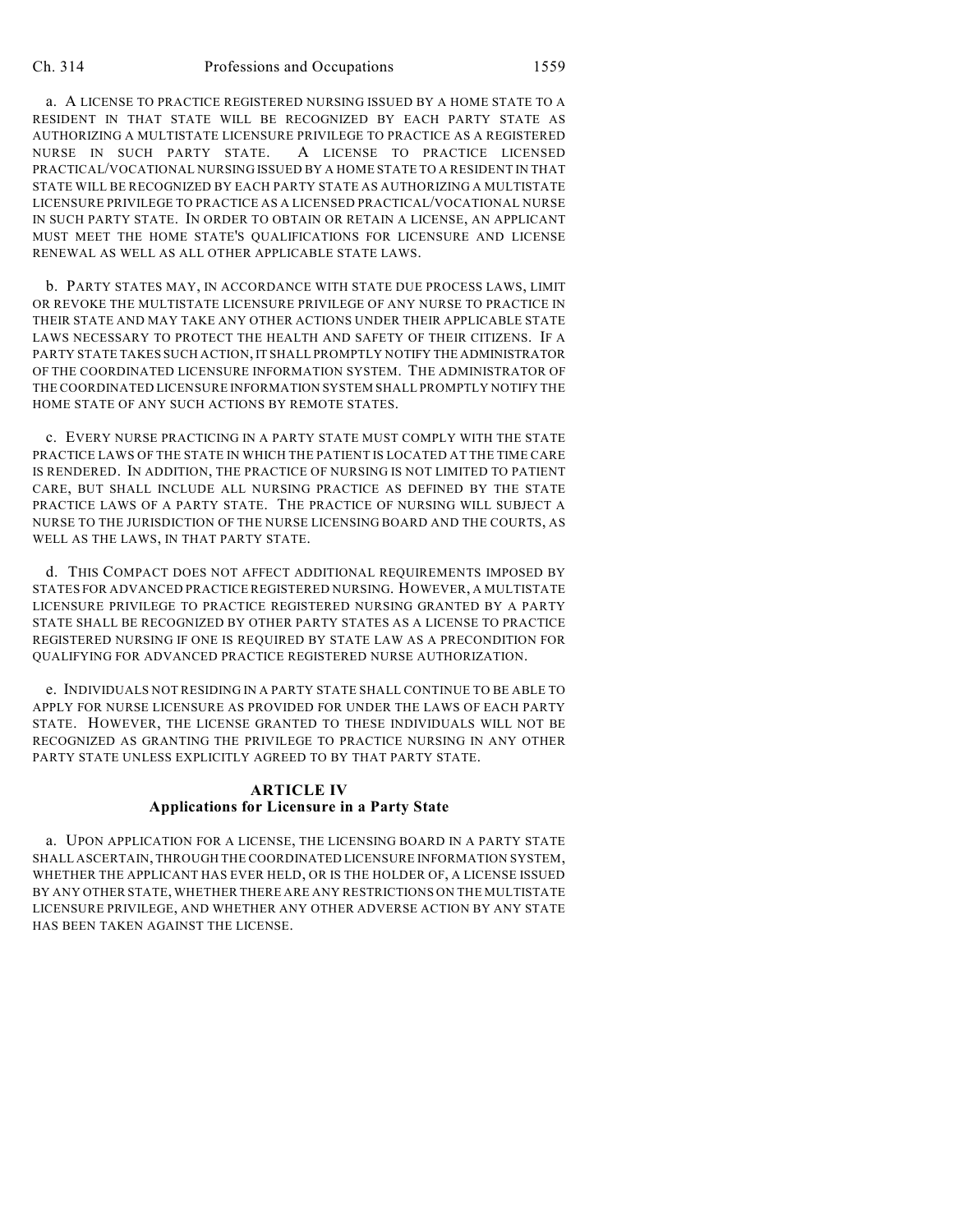a. A LICENSE TO PRACTICE REGISTERED NURSING ISSUED BY A HOME STATE TO A RESIDENT IN THAT STATE WILL BE RECOGNIZED BY EACH PARTY STATE AS AUTHORIZING A MULTISTATE LICENSURE PRIVILEGE TO PRACTICE AS A REGISTERED NURSE IN SUCH PARTY STATE. A LICENSE TO PRACTICE LICENSED PRACTICAL/VOCATIONAL NURSING ISSUED BY A HOME STATE TO A RESIDENT IN THAT STATE WILL BE RECOGNIZED BY EACH PARTY STATE AS AUTHORIZING A MULTISTATE LICENSURE PRIVILEGE TO PRACTICE AS A LICENSED PRACTICAL/VOCATIONAL NURSE IN SUCH PARTY STATE. IN ORDER TO OBTAIN OR RETAIN A LICENSE, AN APPLICANT MUST MEET THE HOME STATE'S QUALIFICATIONS FOR LICENSURE AND LICENSE RENEWAL AS WELL AS ALL OTHER APPLICABLE STATE LAWS.

b. PARTY STATES MAY, IN ACCORDANCE WITH STATE DUE PROCESS LAWS, LIMIT OR REVOKE THE MULTISTATE LICENSURE PRIVILEGE OF ANY NURSE TO PRACTICE IN THEIR STATE AND MAY TAKE ANY OTHER ACTIONS UNDER THEIR APPLICABLE STATE LAWS NECESSARY TO PROTECT THE HEALTH AND SAFETY OF THEIR CITIZENS. IF A PARTY STATE TAKES SUCH ACTION, IT SHALL PROMPTLY NOTIFY THE ADMINISTRATOR OF THE COORDINATED LICENSURE INFORMATION SYSTEM. THE ADMINISTRATOR OF THE COORDINATED LICENSURE INFORMATION SYSTEM SHALL PROMPTLY NOTIFY THE HOME STATE OF ANY SUCH ACTIONS BY REMOTE STATES.

c. EVERY NURSE PRACTICING IN A PARTY STATE MUST COMPLY WITH THE STATE PRACTICE LAWS OF THE STATE IN WHICH THE PATIENT IS LOCATED AT THE TIME CARE IS RENDERED. IN ADDITION, THE PRACTICE OF NURSING IS NOT LIMITED TO PATIENT CARE, BUT SHALL INCLUDE ALL NURSING PRACTICE AS DEFINED BY THE STATE PRACTICE LAWS OF A PARTY STATE. THE PRACTICE OF NURSING WILL SUBJECT A NURSE TO THE JURISDICTION OF THE NURSE LICENSING BOARD AND THE COURTS, AS WELL AS THE LAWS, IN THAT PARTY STATE.

d. THIS COMPACT DOES NOT AFFECT ADDITIONAL REQUIREMENTS IMPOSED BY STATES FOR ADVANCED PRACTICE REGISTERED NURSING. HOWEVER, A MULTISTATE LICENSURE PRIVILEGE TO PRACTICE REGISTERED NURSING GRANTED BY A PARTY STATE SHALL BE RECOGNIZED BY OTHER PARTY STATES AS A LICENSE TO PRACTICE REGISTERED NURSING IF ONE IS REQUIRED BY STATE LAW AS A PRECONDITION FOR QUALIFYING FOR ADVANCED PRACTICE REGISTERED NURSE AUTHORIZATION.

e. INDIVIDUALS NOT RESIDING IN A PARTY STATE SHALL CONTINUE TO BE ABLE TO APPLY FOR NURSE LICENSURE AS PROVIDED FOR UNDER THE LAWS OF EACH PARTY STATE. HOWEVER, THE LICENSE GRANTED TO THESE INDIVIDUALS WILL NOT BE RECOGNIZED AS GRANTING THE PRIVILEGE TO PRACTICE NURSING IN ANY OTHER PARTY STATE UNLESS EXPLICITLY AGREED TO BY THAT PARTY STATE.

## ARTICLE IV
## Applications for Licensure in a Party State

a. UPON APPLICATION FOR A LICENSE, THE LICENSING BOARD IN A PARTY STATE SHALL ASCERTAIN, THROUGH THE COORDINATED LICENSURE INFORMATION SYSTEM, WHETHER THE APPLICANT HAS EVER HELD, OR IS THE HOLDER OF, A LICENSE ISSUED BY ANY OTHER STATE, WHETHER THERE ARE ANY RESTRICTIONS ON THE MULTISTATE LICENSURE PRIVILEGE, AND WHETHER ANY OTHER ADVERSE ACTION BY ANY STATE HAS BEEN TAKEN AGAINST THE LICENSE.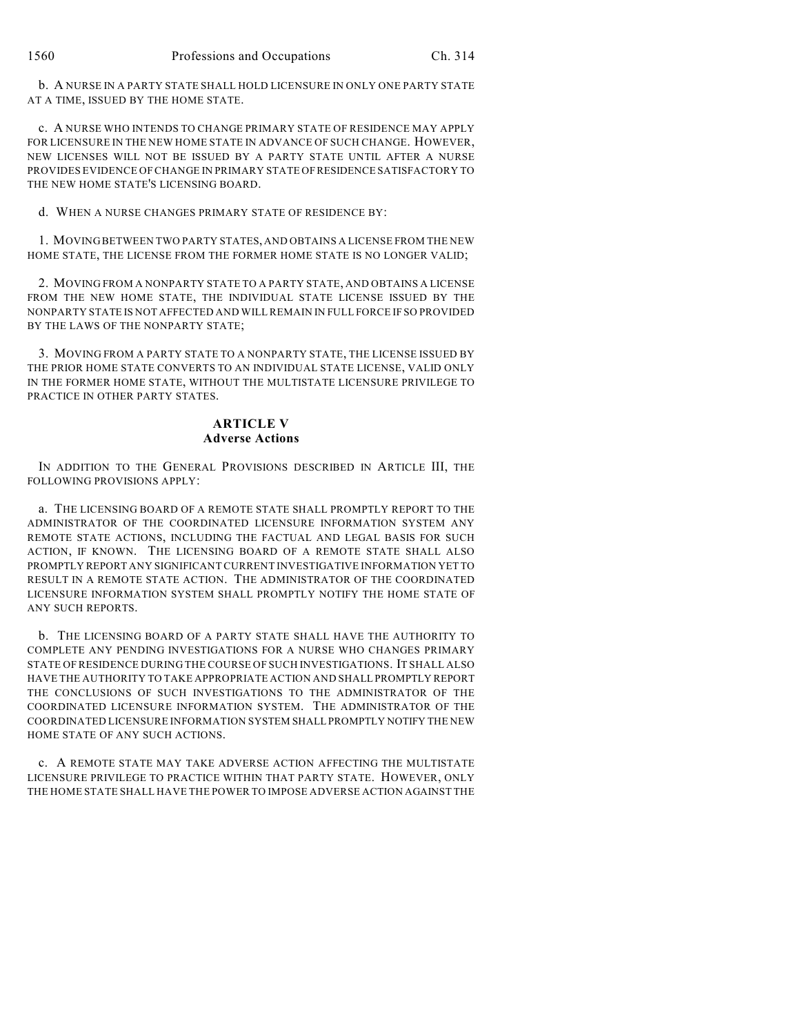b. A NURSE IN A PARTY STATE SHALL HOLD LICENSURE IN ONLY ONE PARTY STATE AT A TIME, ISSUED BY THE HOME STATE.

c. A NURSE WHO INTENDS TO CHANGE PRIMARY STATE OF RESIDENCE MAY APPLY FOR LICENSURE IN THE NEW HOME STATE IN ADVANCE OF SUCH CHANGE. HOWEVER, NEW LICENSES WILL NOT BE ISSUED BY A PARTY STATE UNTIL AFTER A NURSE PROVIDES EVIDENCE OF CHANGE IN PRIMARY STATE OF RESIDENCE SATISFACTORY TO THE NEW HOME STATE'S LICENSING BOARD.

d. WHEN A NURSE CHANGES PRIMARY STATE OF RESIDENCE BY:

1. MOVING BETWEEN TWO PARTY STATES, AND OBTAINS A LICENSE FROM THE NEW HOME STATE, THE LICENSE FROM THE FORMER HOME STATE IS NO LONGER VALID;

2. MOVING FROM A NONPARTY STATE TO A PARTY STATE, AND OBTAINS A LICENSE FROM THE NEW HOME STATE, THE INDIVIDUAL STATE LICENSE ISSUED BY THE NONPARTY STATE IS NOT AFFECTED AND WILL REMAIN IN FULL FORCE IF SO PROVIDED BY THE LAWS OF THE NONPARTY STATE;

3. MOVING FROM A PARTY STATE TO A NONPARTY STATE, THE LICENSE ISSUED BY THE PRIOR HOME STATE CONVERTS TO AN INDIVIDUAL STATE LICENSE, VALID ONLY IN THE FORMER HOME STATE, WITHOUT THE MULTISTATE LICENSURE PRIVILEGE TO PRACTICE IN OTHER PARTY STATES.

## ARTICLE V
## Adverse Actions

IN ADDITION TO THE GENERAL PROVISIONS DESCRIBED IN ARTICLE III, THE FOLLOWING PROVISIONS APPLY:

a. THE LICENSING BOARD OF A REMOTE STATE SHALL PROMPTLY REPORT TO THE ADMINISTRATOR OF THE COORDINATED LICENSURE INFORMATION SYSTEM ANY REMOTE STATE ACTIONS, INCLUDING THE FACTUAL AND LEGAL BASIS FOR SUCH ACTION, IF KNOWN. THE LICENSING BOARD OF A REMOTE STATE SHALL ALSO PROMPTLY REPORT ANY SIGNIFICANT CURRENT INVESTIGATIVE INFORMATION YET TO RESULT IN A REMOTE STATE ACTION. THE ADMINISTRATOR OF THE COORDINATED LICENSURE INFORMATION SYSTEM SHALL PROMPTLY NOTIFY THE HOME STATE OF ANY SUCH REPORTS.

b. THE LICENSING BOARD OF A PARTY STATE SHALL HAVE THE AUTHORITY TO COMPLETE ANY PENDING INVESTIGATIONS FOR A NURSE WHO CHANGES PRIMARY STATE OF RESIDENCE DURING THE COURSE OF SUCH INVESTIGATIONS. IT SHALL ALSO HAVE THE AUTHORITY TO TAKE APPROPRIATE ACTION AND SHALL PROMPTLY REPORT THE CONCLUSIONS OF SUCH INVESTIGATIONS TO THE ADMINISTRATOR OF THE COORDINATED LICENSURE INFORMATION SYSTEM. THE ADMINISTRATOR OF THE COORDINATED LICENSURE INFORMATION SYSTEM SHALL PROMPTLY NOTIFY THE NEW HOME STATE OF ANY SUCH ACTIONS.

c. A REMOTE STATE MAY TAKE ADVERSE ACTION AFFECTING THE MULTISTATE LICENSURE PRIVILEGE TO PRACTICE WITHIN THAT PARTY STATE. HOWEVER, ONLY THE HOME STATE SHALL HAVE THE POWER TO IMPOSE ADVERSE ACTION AGAINST THE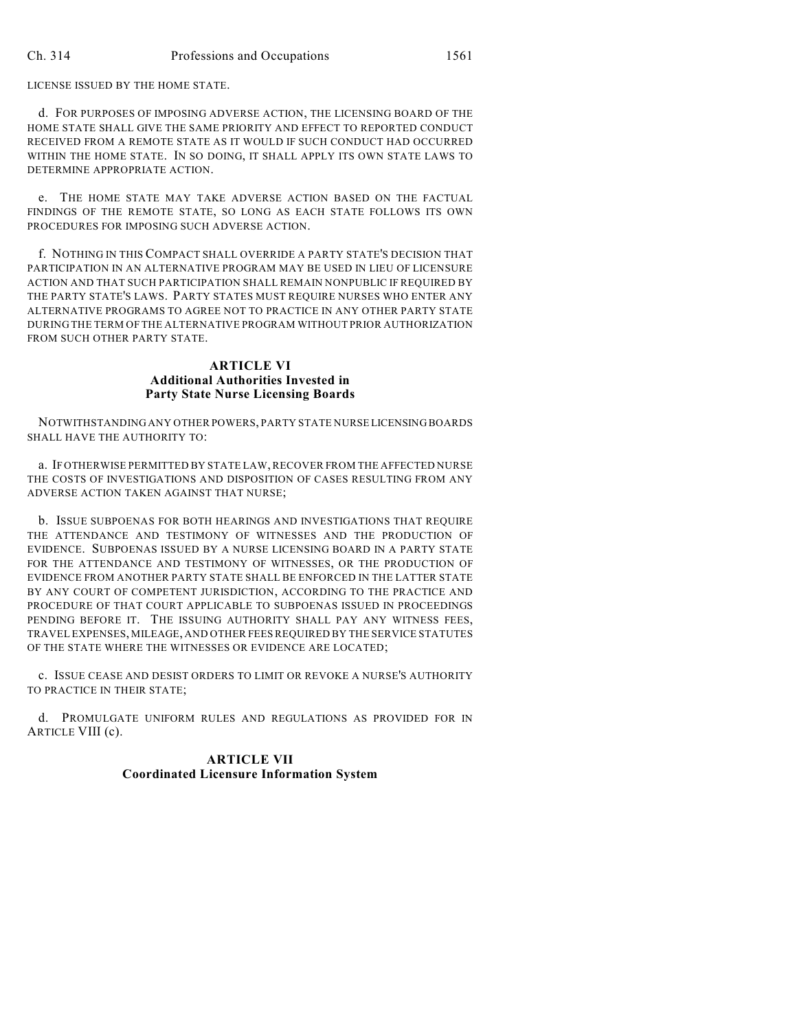LICENSE ISSUED BY THE HOME STATE.

d. FOR PURPOSES OF IMPOSING ADVERSE ACTION, THE LICENSING BOARD OF THE HOME STATE SHALL GIVE THE SAME PRIORITY AND EFFECT TO REPORTED CONDUCT RECEIVED FROM A REMOTE STATE AS IT WOULD IF SUCH CONDUCT HAD OCCURRED WITHIN THE HOME STATE. IN SO DOING, IT SHALL APPLY ITS OWN STATE LAWS TO DETERMINE APPROPRIATE ACTION.

e. THE HOME STATE MAY TAKE ADVERSE ACTION BASED ON THE FACTUAL FINDINGS OF THE REMOTE STATE, SO LONG AS EACH STATE FOLLOWS ITS OWN PROCEDURES FOR IMPOSING SUCH ADVERSE ACTION.

f. NOTHING IN THIS COMPACT SHALL OVERRIDE A PARTY STATE'S DECISION THAT PARTICIPATION IN AN ALTERNATIVE PROGRAM MAY BE USED IN LIEU OF LICENSURE ACTION AND THAT SUCH PARTICIPATION SHALL REMAIN NONPUBLIC IF REQUIRED BY THE PARTY STATE'S LAWS. PARTY STATES MUST REQUIRE NURSES WHO ENTER ANY ALTERNATIVE PROGRAMS TO AGREE NOT TO PRACTICE IN ANY OTHER PARTY STATE DURING THE TERM OF THE ALTERNATIVE PROGRAM WITHOUT PRIOR AUTHORIZATION FROM SUCH OTHER PARTY STATE.

**ARTICLE VI**
**Additional Authorities Invested in Party State Nurse Licensing Boards**

NOTWITHSTANDING ANY OTHER POWERS, PARTY STATE NURSE LICENSING BOARDS SHALL HAVE THE AUTHORITY TO:

a. IF OTHERWISE PERMITTED BY STATE LAW, RECOVER FROM THE AFFECTED NURSE THE COSTS OF INVESTIGATIONS AND DISPOSITION OF CASES RESULTING FROM ANY ADVERSE ACTION TAKEN AGAINST THAT NURSE;

b. ISSUE SUBPOENAS FOR BOTH HEARINGS AND INVESTIGATIONS THAT REQUIRE THE ATTENDANCE AND TESTIMONY OF WITNESSES AND THE PRODUCTION OF EVIDENCE. SUBPOENAS ISSUED BY A NURSE LICENSING BOARD IN A PARTY STATE FOR THE ATTENDANCE AND TESTIMONY OF WITNESSES, OR THE PRODUCTION OF EVIDENCE FROM ANOTHER PARTY STATE SHALL BE ENFORCED IN THE LATTER STATE BY ANY COURT OF COMPETENT JURISDICTION, ACCORDING TO THE PRACTICE AND PROCEDURE OF THAT COURT APPLICABLE TO SUBPOENAS ISSUED IN PROCEEDINGS PENDING BEFORE IT. THE ISSUING AUTHORITY SHALL PAY ANY WITNESS FEES, TRAVEL EXPENSES, MILEAGE, AND OTHER FEES REQUIRED BY THE SERVICE STATUTES OF THE STATE WHERE THE WITNESSES OR EVIDENCE ARE LOCATED;

c. ISSUE CEASE AND DESIST ORDERS TO LIMIT OR REVOKE A NURSE'S AUTHORITY TO PRACTICE IN THEIR STATE;

d. PROMULGATE UNIFORM RULES AND REGULATIONS AS PROVIDED FOR IN ARTICLE VIII (c).

**ARTICLE VII**
**Coordinated Licensure Information System**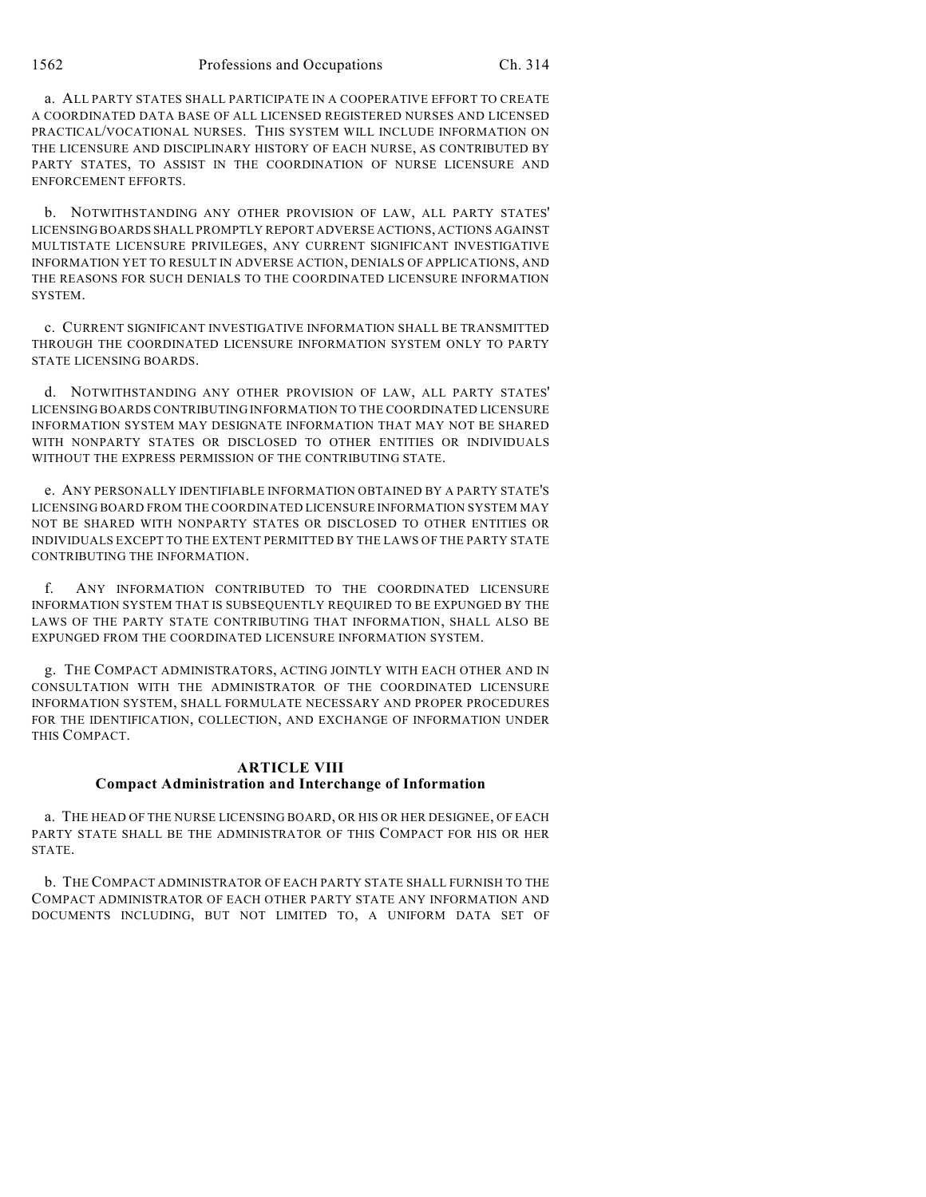a. ALL PARTY STATES SHALL PARTICIPATE IN A COOPERATIVE EFFORT TO CREATE A COORDINATED DATA BASE OF ALL LICENSED REGISTERED NURSES AND LICENSED PRACTICAL/VOCATIONAL NURSES. THIS SYSTEM WILL INCLUDE INFORMATION ON THE LICENSURE AND DISCIPLINARY HISTORY OF EACH NURSE, AS CONTRIBUTED BY PARTY STATES, TO ASSIST IN THE COORDINATION OF NURSE LICENSURE AND ENFORCEMENT EFFORTS.

b. NOTWITHSTANDING ANY OTHER PROVISION OF LAW, ALL PARTY STATES' LICENSING BOARDS SHALL PROMPTLY REPORT ADVERSE ACTIONS, ACTIONS AGAINST MULTISTATE LICENSURE PRIVILEGES, ANY CURRENT SIGNIFICANT INVESTIGATIVE INFORMATION YET TO RESULT IN ADVERSE ACTION, DENIALS OF APPLICATIONS, AND THE REASONS FOR SUCH DENIALS TO THE COORDINATED LICENSURE INFORMATION SYSTEM.

c. CURRENT SIGNIFICANT INVESTIGATIVE INFORMATION SHALL BE TRANSMITTED THROUGH THE COORDINATED LICENSURE INFORMATION SYSTEM ONLY TO PARTY STATE LICENSING BOARDS.

d. NOTWITHSTANDING ANY OTHER PROVISION OF LAW, ALL PARTY STATES' LICENSING BOARDS CONTRIBUTING INFORMATION TO THE COORDINATED LICENSURE INFORMATION SYSTEM MAY DESIGNATE INFORMATION THAT MAY NOT BE SHARED WITH NONPARTY STATES OR DISCLOSED TO OTHER ENTITIES OR INDIVIDUALS WITHOUT THE EXPRESS PERMISSION OF THE CONTRIBUTING STATE.

e. ANY PERSONALLY IDENTIFIABLE INFORMATION OBTAINED BY A PARTY STATE'S LICENSING BOARD FROM THE COORDINATED LICENSURE INFORMATION SYSTEM MAY NOT BE SHARED WITH NONPARTY STATES OR DISCLOSED TO OTHER ENTITIES OR INDIVIDUALS EXCEPT TO THE EXTENT PERMITTED BY THE LAWS OF THE PARTY STATE CONTRIBUTING THE INFORMATION.

f. ANY INFORMATION CONTRIBUTED TO THE COORDINATED LICENSURE INFORMATION SYSTEM THAT IS SUBSEQUENTLY REQUIRED TO BE EXPUNGED BY THE LAWS OF THE PARTY STATE CONTRIBUTING THAT INFORMATION, SHALL ALSO BE EXPUNGED FROM THE COORDINATED LICENSURE INFORMATION SYSTEM.

g. THE COMPACT ADMINISTRATORS, ACTING JOINTLY WITH EACH OTHER AND IN CONSULTATION WITH THE ADMINISTRATOR OF THE COORDINATED LICENSURE INFORMATION SYSTEM, SHALL FORMULATE NECESSARY AND PROPER PROCEDURES FOR THE IDENTIFICATION, COLLECTION, AND EXCHANGE OF INFORMATION UNDER THIS COMPACT.

## ARTICLE VIII
## Compact Administration and Interchange of Information

a. THE HEAD OF THE NURSE LICENSING BOARD, OR HIS OR HER DESIGNEE, OF EACH PARTY STATE SHALL BE THE ADMINISTRATOR OF THIS COMPACT FOR HIS OR HER STATE.

b. THE COMPACT ADMINISTRATOR OF EACH PARTY STATE SHALL FURNISH TO THE COMPACT ADMINISTRATOR OF EACH OTHER PARTY STATE ANY INFORMATION AND DOCUMENTS INCLUDING, BUT NOT LIMITED TO, A UNIFORM DATA SET OF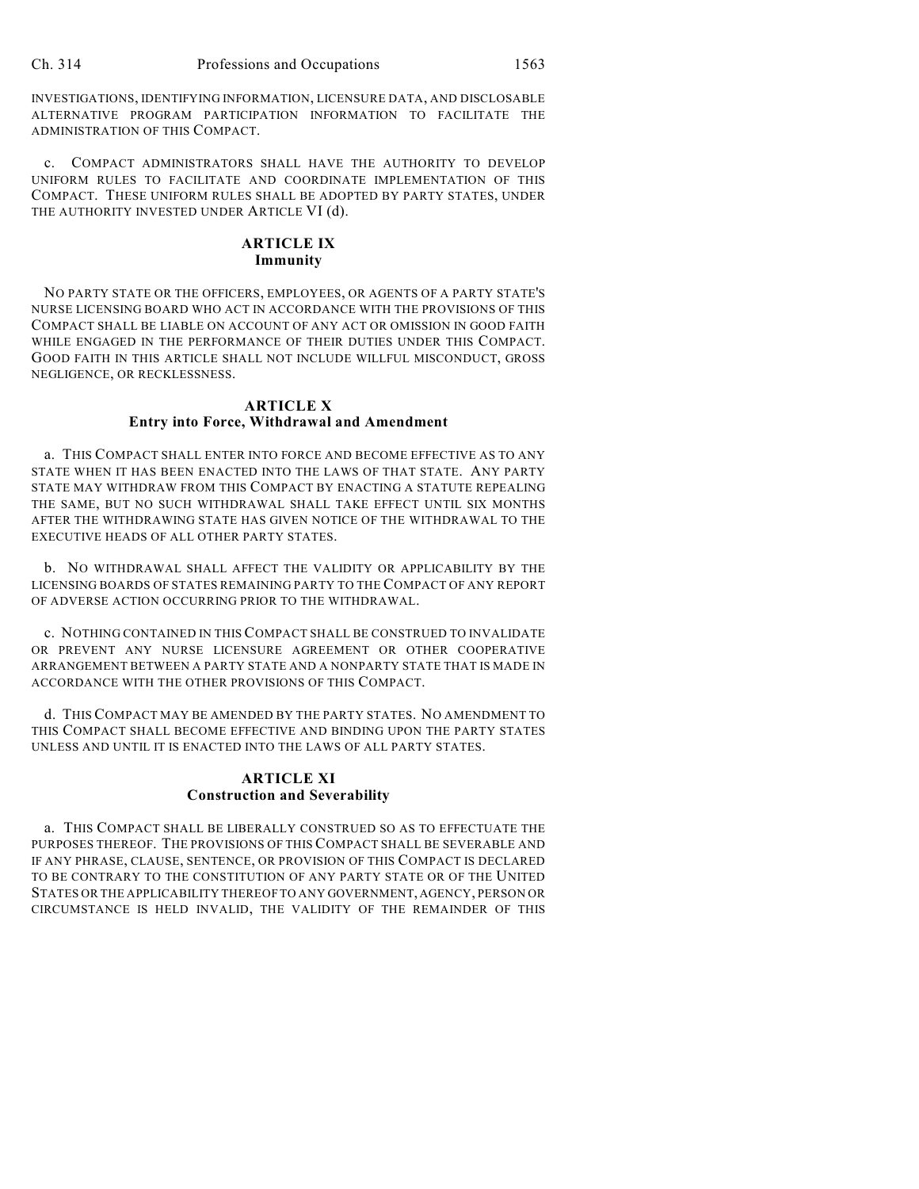INVESTIGATIONS, IDENTIFYING INFORMATION, LICENSURE DATA, AND DISCLOSABLE ALTERNATIVE PROGRAM PARTICIPATION INFORMATION TO FACILITATE THE ADMINISTRATION OF THIS COMPACT.

c. COMPACT ADMINISTRATORS SHALL HAVE THE AUTHORITY TO DEVELOP UNIFORM RULES TO FACILITATE AND COORDINATE IMPLEMENTATION OF THIS COMPACT. THESE UNIFORM RULES SHALL BE ADOPTED BY PARTY STATES, UNDER THE AUTHORITY INVESTED UNDER ARTICLE VI (d).

## ARTICLE IX
## Immunity

NO PARTY STATE OR THE OFFICERS, EMPLOYEES, OR AGENTS OF A PARTY STATE'S NURSE LICENSING BOARD WHO ACT IN ACCORDANCE WITH THE PROVISIONS OF THIS COMPACT SHALL BE LIABLE ON ACCOUNT OF ANY ACT OR OMISSION IN GOOD FAITH WHILE ENGAGED IN THE PERFORMANCE OF THEIR DUTIES UNDER THIS COMPACT. GOOD FAITH IN THIS ARTICLE SHALL NOT INCLUDE WILLFUL MISCONDUCT, GROSS NEGLIGENCE, OR RECKLESSNESS.

## ARTICLE X
## Entry into Force, Withdrawal and Amendment

a. THIS COMPACT SHALL ENTER INTO FORCE AND BECOME EFFECTIVE AS TO ANY STATE WHEN IT HAS BEEN ENACTED INTO THE LAWS OF THAT STATE. ANY PARTY STATE MAY WITHDRAW FROM THIS COMPACT BY ENACTING A STATUTE REPEALING THE SAME, BUT NO SUCH WITHDRAWAL SHALL TAKE EFFECT UNTIL SIX MONTHS AFTER THE WITHDRAWING STATE HAS GIVEN NOTICE OF THE WITHDRAWAL TO THE EXECUTIVE HEADS OF ALL OTHER PARTY STATES.

b. NO WITHDRAWAL SHALL AFFECT THE VALIDITY OR APPLICABILITY BY THE LICENSING BOARDS OF STATES REMAINING PARTY TO THE COMPACT OF ANY REPORT OF ADVERSE ACTION OCCURRING PRIOR TO THE WITHDRAWAL.

c. NOTHING CONTAINED IN THIS COMPACT SHALL BE CONSTRUED TO INVALIDATE OR PREVENT ANY NURSE LICENSURE AGREEMENT OR OTHER COOPERATIVE ARRANGEMENT BETWEEN A PARTY STATE AND A NONPARTY STATE THAT IS MADE IN ACCORDANCE WITH THE OTHER PROVISIONS OF THIS COMPACT.

d. THIS COMPACT MAY BE AMENDED BY THE PARTY STATES. NO AMENDMENT TO THIS COMPACT SHALL BECOME EFFECTIVE AND BINDING UPON THE PARTY STATES UNLESS AND UNTIL IT IS ENACTED INTO THE LAWS OF ALL PARTY STATES.

## ARTICLE XI
## Construction and Severability

a. THIS COMPACT SHALL BE LIBERALLY CONSTRUED SO AS TO EFFECTUATE THE PURPOSES THEREOF. THE PROVISIONS OF THIS COMPACT SHALL BE SEVERABLE AND IF ANY PHRASE, CLAUSE, SENTENCE, OR PROVISION OF THIS COMPACT IS DECLARED TO BE CONTRARY TO THE CONSTITUTION OF ANY PARTY STATE OR OF THE UNITED STATES OR THE APPLICABILITY THEREOF TO ANY GOVERNMENT, AGENCY, PERSON OR CIRCUMSTANCE IS HELD INVALID, THE VALIDITY OF THE REMAINDER OF THIS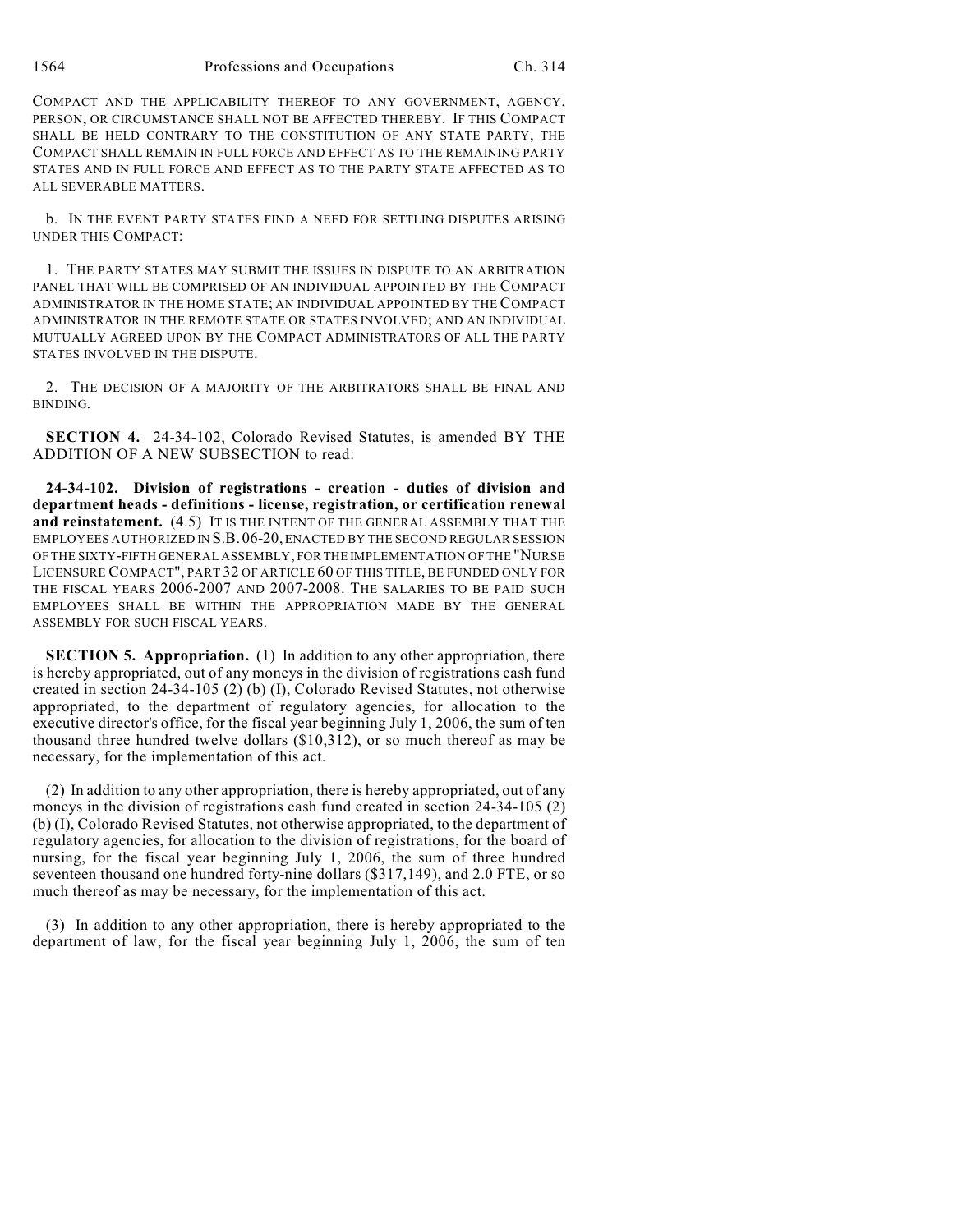COMPACT AND THE APPLICABILITY THEREOF TO ANY GOVERNMENT, AGENCY, PERSON, OR CIRCUMSTANCE SHALL NOT BE AFFECTED THEREBY. IF THIS COMPACT SHALL BE HELD CONTRARY TO THE CONSTITUTION OF ANY STATE PARTY, THE COMPACT SHALL REMAIN IN FULL FORCE AND EFFECT AS TO THE REMAINING PARTY STATES AND IN FULL FORCE AND EFFECT AS TO THE PARTY STATE AFFECTED AS TO ALL SEVERABLE MATTERS.

b. IN THE EVENT PARTY STATES FIND A NEED FOR SETTLING DISPUTES ARISING UNDER THIS COMPACT:

1. THE PARTY STATES MAY SUBMIT THE ISSUES IN DISPUTE TO AN ARBITRATION PANEL THAT WILL BE COMPRISED OF AN INDIVIDUAL APPOINTED BY THE COMPACT ADMINISTRATOR IN THE HOME STATE; AN INDIVIDUAL APPOINTED BY THE COMPACT ADMINISTRATOR IN THE REMOTE STATE OR STATES INVOLVED; AND AN INDIVIDUAL MUTUALLY AGREED UPON BY THE COMPACT ADMINISTRATORS OF ALL THE PARTY STATES INVOLVED IN THE DISPUTE.

2. THE DECISION OF A MAJORITY OF THE ARBITRATORS SHALL BE FINAL AND BINDING.

**SECTION 4.** 24-34-102, Colorado Revised Statutes, is amended BY THE ADDITION OF A NEW SUBSECTION to read:

**24-34-102. Division of registrations - creation - duties of division and department heads - definitions - license, registration, or certification renewal and reinstatement.** (4.5) IT IS THE INTENT OF THE GENERAL ASSEMBLY THAT THE EMPLOYEES AUTHORIZED IN S.B. 06-20, ENACTED BY THE SECOND REGULAR SESSION OF THE SIXTY-FIFTH GENERAL ASSEMBLY, FOR THE IMPLEMENTATION OF THE "NURSE LICENSURE COMPACT", PART 32 OF ARTICLE 60 OF THIS TITLE, BE FUNDED ONLY FOR THE FISCAL YEARS 2006-2007 AND 2007-2008. THE SALARIES TO BE PAID SUCH EMPLOYEES SHALL BE WITHIN THE APPROPRIATION MADE BY THE GENERAL ASSEMBLY FOR SUCH FISCAL YEARS.

**SECTION 5. Appropriation.** (1) In addition to any other appropriation, there is hereby appropriated, out of any moneys in the division of registrations cash fund created in section 24-34-105 (2) (b) (I), Colorado Revised Statutes, not otherwise appropriated, to the department of regulatory agencies, for allocation to the executive director's office, for the fiscal year beginning July 1, 2006, the sum of ten thousand three hundred twelve dollars ($10,312), or so much thereof as may be necessary, for the implementation of this act.

(2) In addition to any other appropriation, there is hereby appropriated, out of any moneys in the division of registrations cash fund created in section 24-34-105 (2) (b) (I), Colorado Revised Statutes, not otherwise appropriated, to the department of regulatory agencies, for allocation to the division of registrations, for the board of nursing, for the fiscal year beginning July 1, 2006, the sum of three hundred seventeen thousand one hundred forty-nine dollars ($317,149), and 2.0 FTE, or so much thereof as may be necessary, for the implementation of this act.

(3) In addition to any other appropriation, there is hereby appropriated to the department of law, for the fiscal year beginning July 1, 2006, the sum of ten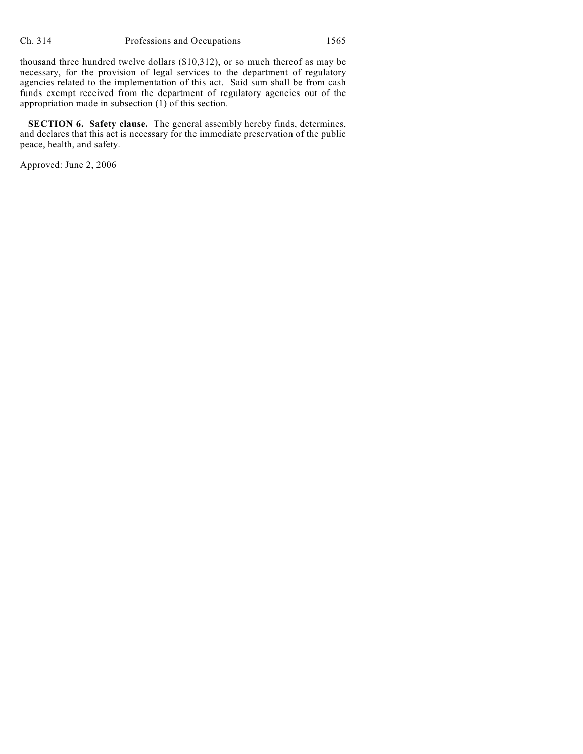thousand three hundred twelve dollars ($10,312), or so much thereof as may be necessary, for the provision of legal services to the department of regulatory agencies related to the implementation of this act. Said sum shall be from cash funds exempt received from the department of regulatory agencies out of the appropriation made in subsection (1) of this section.

**SECTION 6. Safety clause.** The general assembly hereby finds, determines, and declares that this act is necessary for the immediate preservation of the public peace, health, and safety.

Approved: June 2, 2006